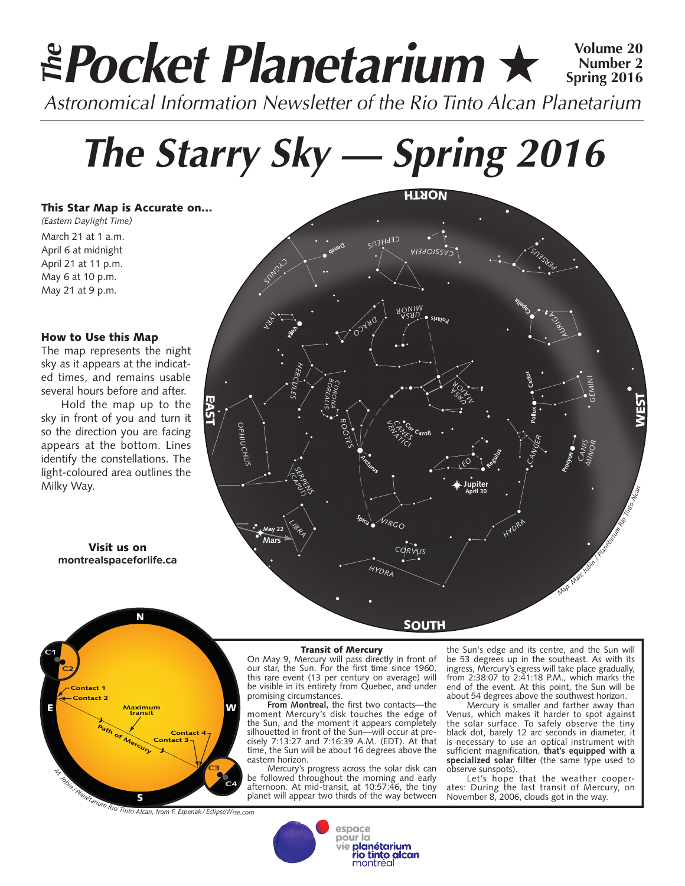# *The* Pocket Planetarium ★

**Volume 20**
**Number 2**
**Spring 2016**

*Astronomical Information Newsletter of the Rio Tinto Alcan Planetarium*

# *The Starry Sky — Spring 2016*

### This Star Map is Accurate on...

*(Eastern Daylight Time)*

March 21 at 1 a.m.
April 6 at midnight
April 21 at 11 p.m.
May 6 at 10 p.m.
May 21 at 9 p.m.

### How to Use this Map

The map represents the night sky as it appears at the indicated times, and remains usable several hours before and after.

Hold the map up to the sky in front of you and turn it so the direction you are facing appears at the bottom. Lines identify the constellations. The light-coloured area outlines the Milky Way.

**Visit us on montrealspaceforlife.ca**

NORTH
EAST
WEST
SOUTH

CEPHEUS
CASSIOPEIA
PERSEUS
Deneb
CYGNUS
Capella
AURIGA
LYRA
Vega
DRACO
URSA MINOR
Polaris
HERCULES
CORONA BOREALIS
URSA MAJOR
Castor
Pollux
GEMINI
OPHIUCHUS
BOOTES
Cor Caroli
CANES VENATICI
CANCER
CANIS MINOR
Procyon
Arcturus
LEO
Regulus
SERPENS (CAPUT)
Jupiter April 30
LIBRA
May 22
Mars
Spica
VIRGO
HYDRA
CORVUS
HYDRA

*Map: Marc Jobin / Planétarium Rio Tinto Alcan*

N
E
W
S
C1
C2
Contact 1
Contact 2
Maximum transit
Path of Mercury
Contact 4
Contact 3
C3
C4

*M. Jobin / Planétarium Rio Tinto Alcan, from F. Espenak / EclipseWise.com*

### Transit of Mercury

On May 9, Mercury will pass directly in front of our star, the Sun. For the first time since 1960, this rare event (13 per century on average) will be visible in its entirety from Québec, and under promising circumstances.

**From Montreal,** the first two contacts—the moment Mercury's disk touches the edge of the Sun, and the moment it appears completely silhouetted in front of the Sun—will occur at precisely 7:13:27 and 7:16:39 A.M. (EDT). At that time, the Sun will be about 16 degrees above the eastern horizon.

Mercury's progress across the solar disk can be followed throughout the morning and early afternoon. At mid-transit, at 10:57:46, the tiny planet will appear two thirds of the way between the Sun's edge and its centre, and the Sun will be 53 degrees up in the southeast. As with its ingress, Mercury's egress will take place gradually, from 2:38:07 to 2:41:18 P.M., which marks the end of the event. At this point, the Sun will be about 54 degrees above the southwest horizon.

Mercury is smaller and farther away than Venus, which makes it harder to spot against the solar surface. To safely observe the tiny black dot, barely 12 arc seconds in diameter, it is necessary to use an optical instrument with sufficient magnification, **that's equipped with a specialized solar filter** (the same type used to observe sunspots).

Let's hope that the weather cooperates: During the last transit of Mercury, on November 8, 2006, clouds got in the way.

espace pour la vie **planétarium rio tinto alcan** montréal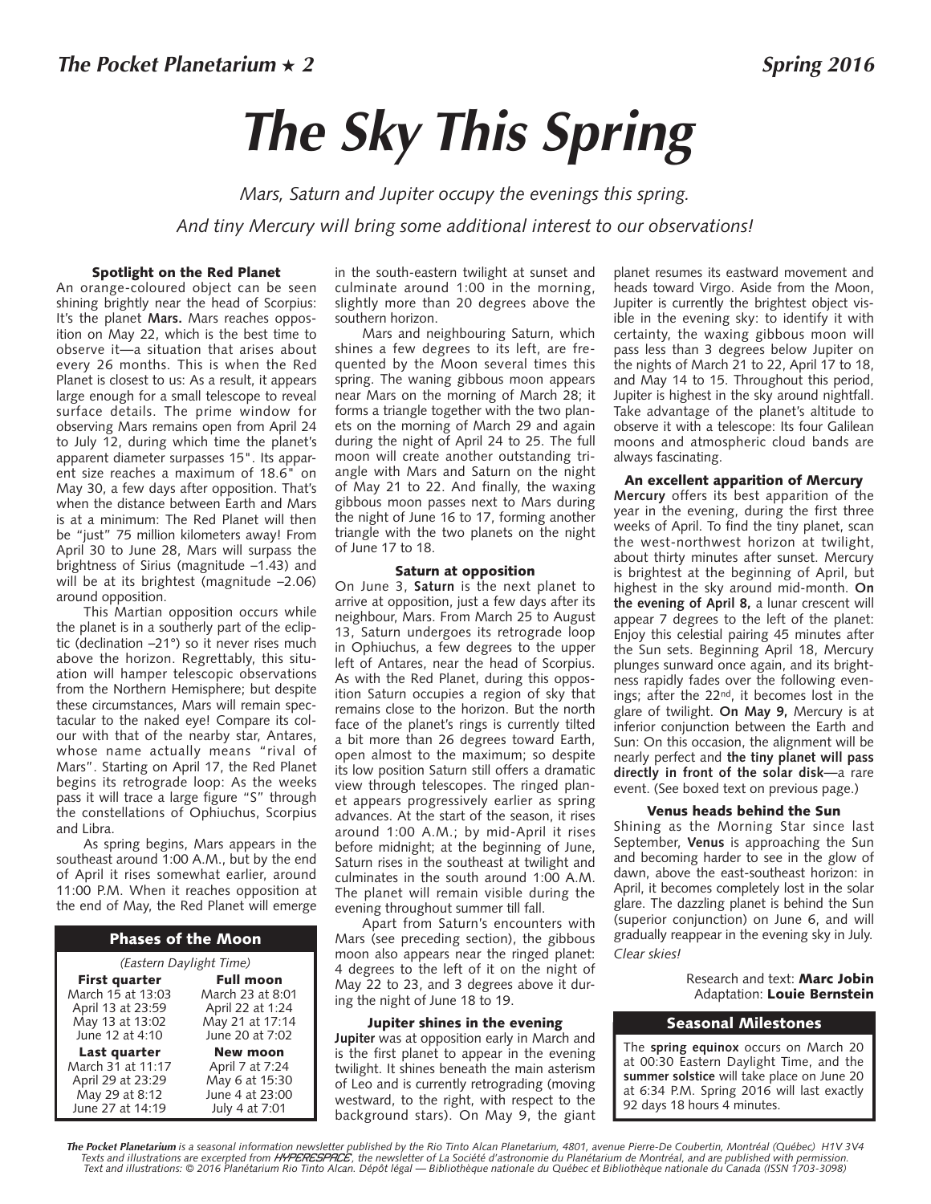# The Sky This Spring

*Mars, Saturn and Jupiter occupy the evenings this spring.*

*And tiny Mercury will bring some additional interest to our observations!*

### Spotlight on the Red Planet

An orange-coloured object can be seen shining brightly near the head of Scorpius: It's the planet **Mars.** Mars reaches opposition on May 22, which is the best time to observe it—a situation that arises about every 26 months. This is when the Red Planet is closest to us: As a result, it appears large enough for a small telescope to reveal surface details. The prime window for observing Mars remains open from April 24 to July 12, during which time the planet's apparent diameter surpasses 15". Its apparent size reaches a maximum of 18.6" on May 30, a few days after opposition. That's when the distance between Earth and Mars is at a minimum: The Red Planet will then be "just" 75 million kilometers away! From April 30 to June 28, Mars will surpass the brightness of Sirius (magnitude –1.43) and will be at its brightest (magnitude –2.06) around opposition.

This Martian opposition occurs while the planet is in a southerly part of the ecliptic (declination –21°) so it never rises much above the horizon. Regrettably, this situation will hamper telescopic observations from the Northern Hemisphere; but despite these circumstances, Mars will remain spectacular to the naked eye! Compare its colour with that of the nearby star, Antares, whose name actually means "rival of Mars". Starting on April 17, the Red Planet begins its retrograde loop: As the weeks pass it will trace a large figure "S" through the constellations of Ophiuchus, Scorpius and Libra.

As spring begins, Mars appears in the southeast around 1:00 A.M., but by the end of April it rises somewhat earlier, around 11:00 P.M. When it reaches opposition at the end of May, the Red Planet will emerge in the south-eastern twilight at sunset and culminate around 1:00 in the morning, slightly more than 20 degrees above the southern horizon.

Mars and neighbouring Saturn, which shines a few degrees to its left, are frequented by the Moon several times this spring. The waning gibbous moon appears near Mars on the morning of March 28; it forms a triangle together with the two planets on the morning of March 29 and again during the night of April 24 to 25. The full moon will create another outstanding triangle with Mars and Saturn on the night of May 21 to 22. And finally, the waxing gibbous moon passes next to Mars during the night of June 16 to 17, forming another triangle with the two planets on the night of June 17 to 18.

### Phases of the Moon

*(Eastern Daylight Time)*

| First quarter | Full moon |
|---|---|
| March 15 at 13:03 | March 23 at 8:01 |
| April 13 at 23:59 | April 22 at 1:24 |
| May 13 at 13:02 | May 21 at 17:14 |
| June 12 at 4:10 | June 20 at 7:02 |
| **Last quarter** | **New moon** |
| March 31 at 11:17 | April 7 at 7:24 |
| April 29 at 23:29 | May 6 at 15:30 |
| May 29 at 8:12 | June 4 at 23:00 |
| June 27 at 14:19 | July 4 at 7:01 |

### Saturn at opposition

On June 3, **Saturn** is the next planet to arrive at opposition, just a few days after its neighbour, Mars. From March 25 to August 13, Saturn undergoes its retrograde loop in Ophiuchus, a few degrees to the upper left of Antares, near the head of Scorpius. As with the Red Planet, during this opposition Saturn occupies a region of sky that remains close to the horizon. But the north face of the planet's rings is currently tilted a bit more than 26 degrees toward Earth, open almost to the maximum; so despite its low position Saturn still offers a dramatic view through telescopes. The ringed planet appears progressively earlier as spring advances. At the start of the season, it rises around 1:00 A.M.; by mid-April it rises before midnight; at the beginning of June, Saturn rises in the southeast at twilight and culminates in the south around 1:00 A.M. The planet will remain visible during the evening throughout summer till fall.

Apart from Saturn's encounters with Mars (see preceding section), the gibbous moon also appears near the ringed planet: 4 degrees to the left of it on the night of May 22 to 23, and 3 degrees above it during the night of June 18 to 19.

### Jupiter shines in the evening

**Jupiter** was at opposition early in March and is the first planet to appear in the evening twilight. It shines beneath the main asterism of Leo and is currently retrograding (moving westward, to the right, with respect to the background stars). On May 9, the giant planet resumes its eastward movement and heads toward Virgo. Aside from the Moon, Jupiter is currently the brightest object visible in the evening sky: to identify it with certainty, the waxing gibbous moon will pass less than 3 degrees below Jupiter on the nights of March 21 to 22, April 17 to 18, and May 14 to 15. Throughout this period, Jupiter is highest in the sky around nightfall. Take advantage of the planet's altitude to observe it with a telescope: Its four Galilean moons and atmospheric cloud bands are always fascinating.

### An excellent apparition of Mercury

**Mercury** offers its best apparition of the year in the evening, during the first three weeks of April. To find the tiny planet, scan the west-northwest horizon at twilight, about thirty minutes after sunset. Mercury is brightest at the beginning of April, but highest in the sky around mid-month. **On the evening of April 8,** a lunar crescent will appear 7 degrees to the left of the planet: Enjoy this celestial pairing 45 minutes after the Sun sets. Beginning April 18, Mercury plunges sunward once again, and its brightness rapidly fades over the following evenings; after the 22nd, it becomes lost in the glare of twilight. **On May 9,** Mercury is at inferior conjunction between the Earth and Sun: On this occasion, the alignment will be nearly perfect and **the tiny planet will pass directly in front of the solar disk**—a rare event. (See boxed text on previous page.)

### Venus heads behind the Sun

Shining as the Morning Star since last September, **Venus** is approaching the Sun and becoming harder to see in the glow of dawn, above the east-southeast horizon: in April, it becomes completely lost in the solar glare. The dazzling planet is behind the Sun (superior conjunction) on June 6, and will gradually reappear in the evening sky in July.

*Clear skies!*

Research and text: **Marc Jobin**
Adaptation: **Louie Bernstein**

### Seasonal Milestones

The **spring equinox** occurs on March 20 at 00:30 Eastern Daylight Time, and the **summer solstice** will take place on June 20 at 6:34 P.M. Spring 2016 will last exactly 92 days 18 hours 4 minutes.

*The Pocket Planetarium is a seasonal information newsletter published by the Rio Tinto Alcan Planetarium, 4801, avenue Pierre-De Coubertin, Montréal (Québec) H1V 3V4*
*Texts and illustrations are excerpted from HYPERESPACE, the newsletter of La Société d'astronomie du Planétarium de Montréal, and are published with permission.*
*Text and illustrations: © 2016 Planétarium Rio Tinto Alcan. Dépôt légal — Bibliothèque nationale du Québec et Bibliothèque nationale du Canada (ISSN 1703-3098)*